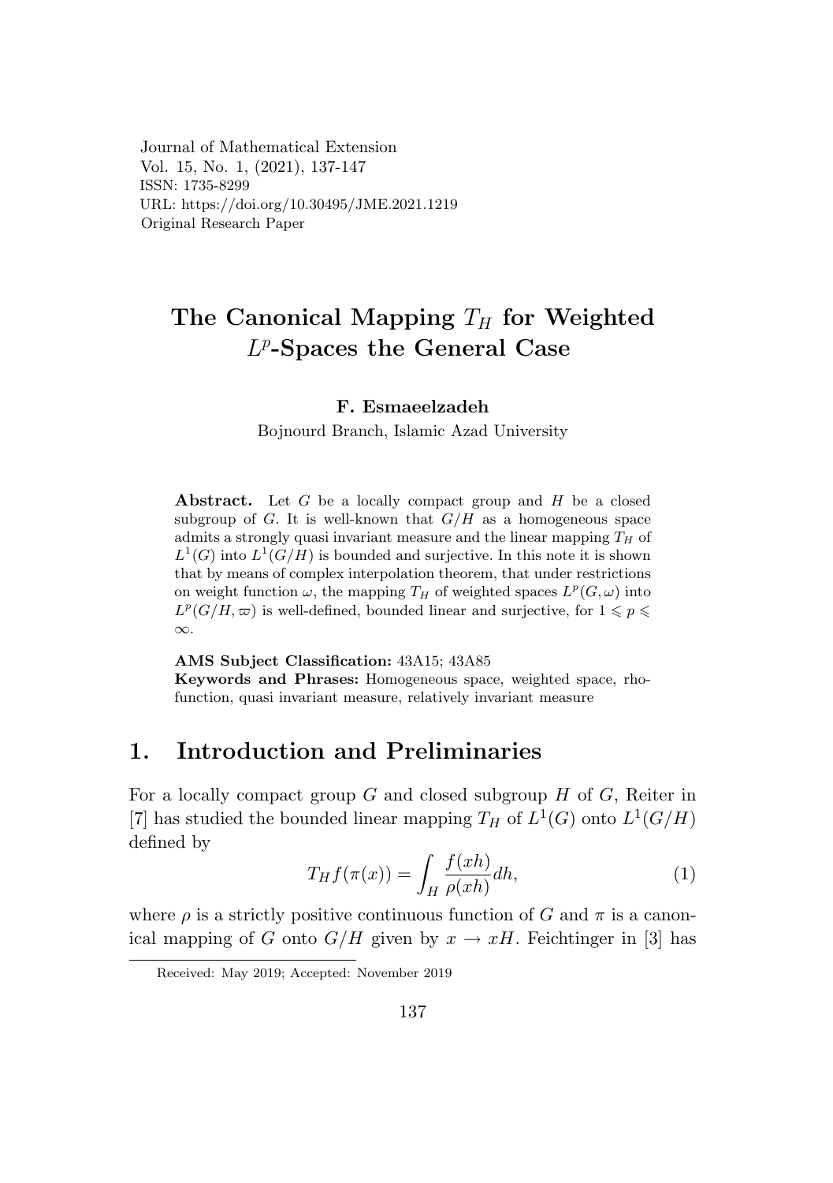Journal of Mathematical Extension
Vol. 15, No. 1, (2021), 137-147
ISSN: 1735-8299
URL: https://doi.org/10.30495/JME.2021.1219
Original Research Paper

# The Canonical Mapping $T_H$ for Weighted $L^p$-Spaces the General Case

**F. Esmaeelzadeh**

Bojnourd Branch, Islamic Azad University

**Abstract.** Let $G$ be a locally compact group and $H$ be a closed subgroup of $G$. It is well-known that $G/H$ as a homogeneous space admits a strongly quasi invariant measure and the linear mapping $T_H$ of $L^1(G)$ into $L^1(G/H)$ is bounded and surjective. In this note it is shown that by means of complex interpolation theorem, that under restrictions on weight function $\omega$, the mapping $T_H$ of weighted spaces $L^p(G,\omega)$ into $L^p(G/H,\varpi)$ is well-defined, bounded linear and surjective, for $1 \leqslant p \leqslant \infty$.

**AMS Subject Classification:** 43A15; 43A85

**Keywords and Phrases:** Homogeneous space, weighted space, rho-function, quasi invariant measure, relatively invariant measure

## 1. Introduction and Preliminaries

For a locally compact group $G$ and closed subgroup $H$ of $G$, Reiter in [7] has studied the bounded linear mapping $T_H$ of $L^1(G)$ onto $L^1(G/H)$ defined by

$$T_H f(\pi(x)) = \int_H \frac{f(xh)}{\rho(xh)} dh, \tag{1}$$

where $\rho$ is a strictly positive continuous function of $G$ and $\pi$ is a canonical mapping of $G$ onto $G/H$ given by $x \to xH$. Feichtinger in [3] has

Received: May 2019; Accepted: November 2019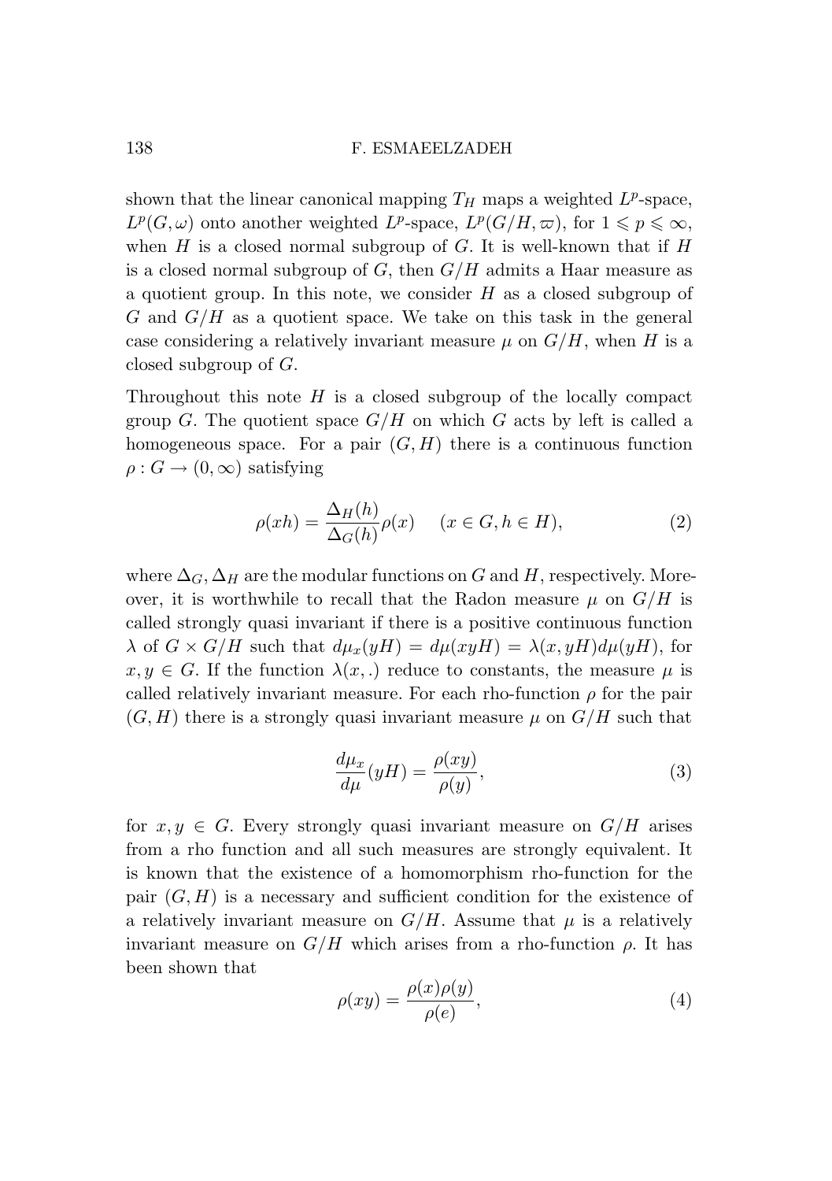shown that the linear canonical mapping $T_H$ maps a weighted $L^p$-space, $L^p(G, \omega)$ onto another weighted $L^p$-space, $L^p(G/H, \varpi)$, for $1 \leqslant p \leqslant \infty$, when $H$ is a closed normal subgroup of $G$. It is well-known that if $H$ is a closed normal subgroup of $G$, then $G/H$ admits a Haar measure as a quotient group. In this note, we consider $H$ as a closed subgroup of $G$ and $G/H$ as a quotient space. We take on this task in the general case considering a relatively invariant measure $\mu$ on $G/H$, when $H$ is a closed subgroup of $G$.

Throughout this note $H$ is a closed subgroup of the locally compact group $G$. The quotient space $G/H$ on which $G$ acts by left is called a homogeneous space. For a pair $(G, H)$ there is a continuous function $\rho : G \to (0, \infty)$ satisfying

$$\rho(xh) = \frac{\Delta_H(h)}{\Delta_G(h)}\rho(x) \quad (x \in G, h \in H), \tag{2}$$

where $\Delta_G, \Delta_H$ are the modular functions on $G$ and $H$, respectively. Moreover, it is worthwhile to recall that the Radon measure $\mu$ on $G/H$ is called strongly quasi invariant if there is a positive continuous function $\lambda$ of $G \times G/H$ such that $d\mu_x(yH) = d\mu(xyH) = \lambda(x, yH)d\mu(yH)$, for $x, y \in G$. If the function $\lambda(x, .)$ reduce to constants, the measure $\mu$ is called relatively invariant measure. For each rho-function $\rho$ for the pair $(G, H)$ there is a strongly quasi invariant measure $\mu$ on $G/H$ such that

$$\frac{d\mu_x}{d\mu}(yH) = \frac{\rho(xy)}{\rho(y)}, \tag{3}$$

for $x, y \in G$. Every strongly quasi invariant measure on $G/H$ arises from a rho function and all such measures are strongly equivalent. It is known that the existence of a homomorphism rho-function for the pair $(G, H)$ is a necessary and sufficient condition for the existence of a relatively invariant measure on $G/H$. Assume that $\mu$ is a relatively invariant measure on $G/H$ which arises from a rho-function $\rho$. It has been shown that

$$\rho(xy) = \frac{\rho(x)\rho(y)}{\rho(e)}, \tag{4}$$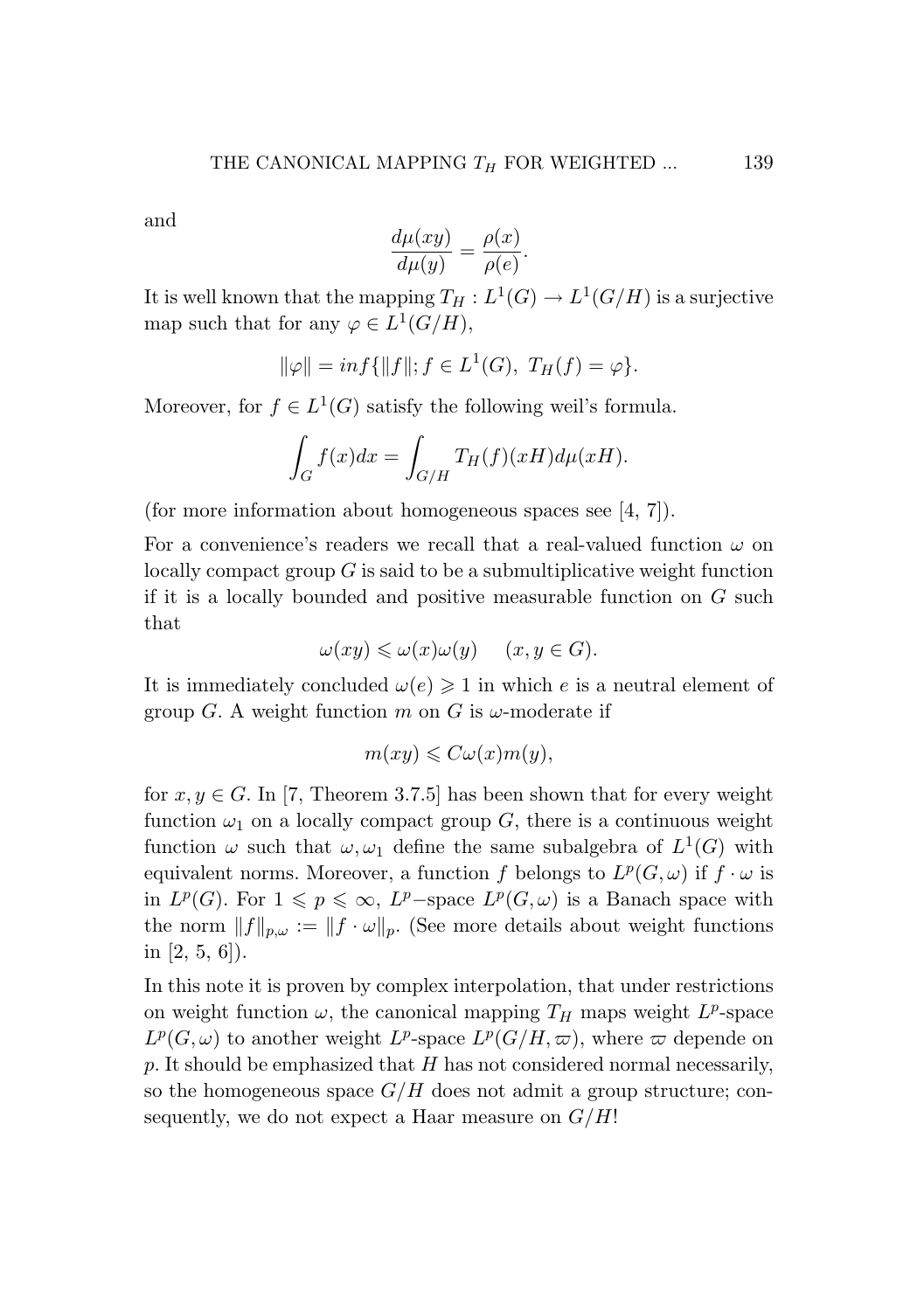and

$$\frac{d\mu(xy)}{d\mu(y)} = \frac{\rho(x)}{\rho(e)}.$$

It is well known that the mapping $T_H : L^1(G) \to L^1(G/H)$ is a surjective map such that for any $\varphi \in L^1(G/H)$,

$$\|\varphi\| = inf\{\|f\|; f \in L^1(G),\ T_H(f) = \varphi\}.$$

Moreover, for $f \in L^1(G)$ satisfy the following weil's formula.

$$\int_G f(x)dx = \int_{G/H} T_H(f)(xH)d\mu(xH).$$

(for more information about homogeneous spaces see [4, 7]).

For a convenience's readers we recall that a real-valued function $\omega$ on locally compact group $G$ is said to be a submultiplicative weight function if it is a locally bounded and positive measurable function on $G$ such that

$$\omega(xy) \leqslant \omega(x)\omega(y) \qquad (x, y \in G).$$

It is immediately concluded $\omega(e) \geqslant 1$ in which $e$ is a neutral element of group $G$. A weight function $m$ on $G$ is $\omega$-moderate if

$$m(xy) \leqslant C\omega(x)m(y),$$

for $x, y \in G$. In [7, Theorem 3.7.5] has been shown that for every weight function $\omega_1$ on a locally compact group $G$, there is a continuous weight function $\omega$ such that $\omega, \omega_1$ define the same subalgebra of $L^1(G)$ with equivalent norms. Moreover, a function $f$ belongs to $L^p(G, \omega)$ if $f \cdot \omega$ is in $L^p(G)$. For $1 \leqslant p \leqslant \infty$, $L^p-$space $L^p(G, \omega)$ is a Banach space with the norm $\|f\|_{p,\omega} := \|f \cdot \omega\|_p$. (See more details about weight functions in [2, 5, 6]).

In this note it is proven by complex interpolation, that under restrictions on weight function $\omega$, the canonical mapping $T_H$ maps weight $L^p$-space $L^p(G, \omega)$ to another weight $L^p$-space $L^p(G/H, \varpi)$, where $\varpi$ depende on $p$. It should be emphasized that $H$ has not considered normal necessarily, so the homogeneous space $G/H$ does not admit a group structure; consequently, we do not expect a Haar measure on $G/H$!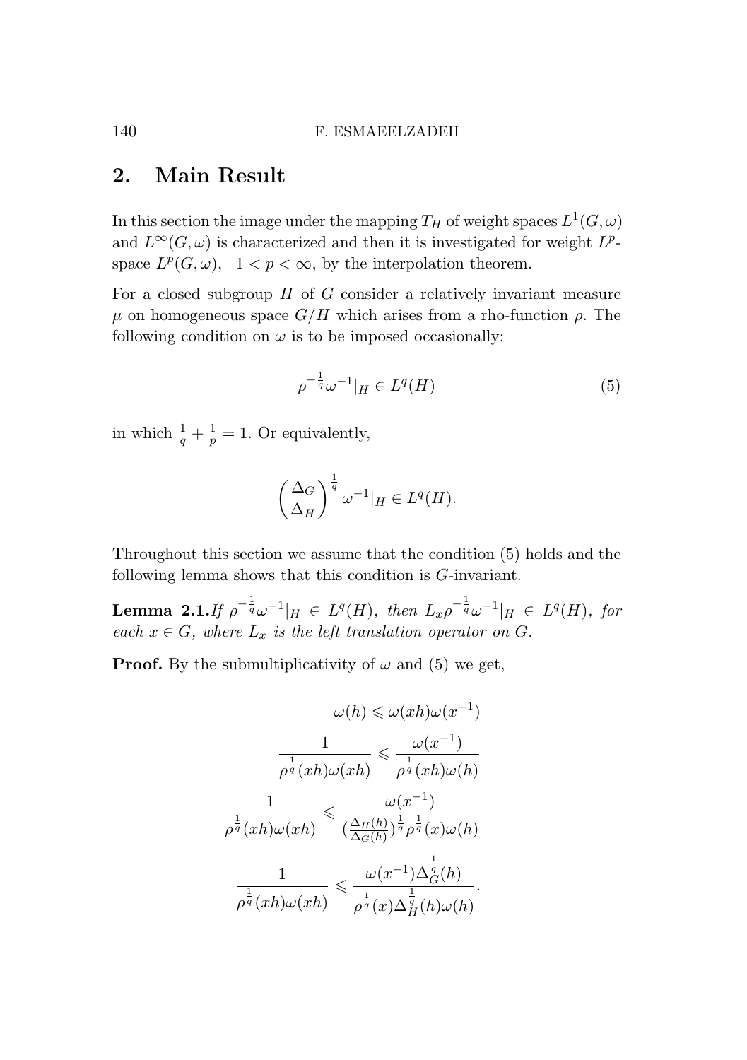## 2. Main Result

In this section the image under the mapping $T_H$ of weight spaces $L^1(G,\omega)$ and $L^\infty(G,\omega)$ is characterized and then it is investigated for weight $L^p$-space $L^p(G,\omega)$, $\ 1<p<\infty$, by the interpolation theorem.

For a closed subgroup $H$ of $G$ consider a relatively invariant measure $\mu$ on homogeneous space $G/H$ which arises from a rho-function $\rho$. The following condition on $\omega$ is to be imposed occasionally:

$$\rho^{-\frac{1}{q}}\omega^{-1}|_H \in L^q(H) \tag{5}$$

in which $\frac{1}{q}+\frac{1}{p}=1$. Or equivalently,

$$\left(\frac{\Delta_G}{\Delta_H}\right)^{\frac{1}{q}}\omega^{-1}|_H \in L^q(H).$$

Throughout this section we assume that the condition (5) holds and the following lemma shows that this condition is $G$-invariant.

**Lemma 2.1.** *If $\rho^{-\frac{1}{q}}\omega^{-1}|_H \in L^q(H)$, then $L_x\rho^{-\frac{1}{q}}\omega^{-1}|_H \in L^q(H)$, for each $x\in G$, where $L_x$ is the left translation operator on $G$.*

**Proof.** By the submultiplicativity of $\omega$ and (5) we get,

$$\omega(h) \leqslant \omega(xh)\omega(x^{-1})$$

$$\frac{1}{\rho^{\frac{1}{q}}(xh)\omega(xh)} \leqslant \frac{\omega(x^{-1})}{\rho^{\frac{1}{q}}(xh)\omega(h)}$$

$$\frac{1}{\rho^{\frac{1}{q}}(xh)\omega(xh)} \leqslant \frac{\omega(x^{-1})}{(\frac{\Delta_H(h)}{\Delta_G(h)})^{\frac{1}{q}}\rho^{\frac{1}{q}}(x)\omega(h)}$$

$$\frac{1}{\rho^{\frac{1}{q}}(xh)\omega(xh)} \leqslant \frac{\omega(x^{-1})\Delta_G^{\frac{1}{q}}(h)}{\rho^{\frac{1}{q}}(x)\Delta_H^{\frac{1}{q}}(h)\omega(h)}.$$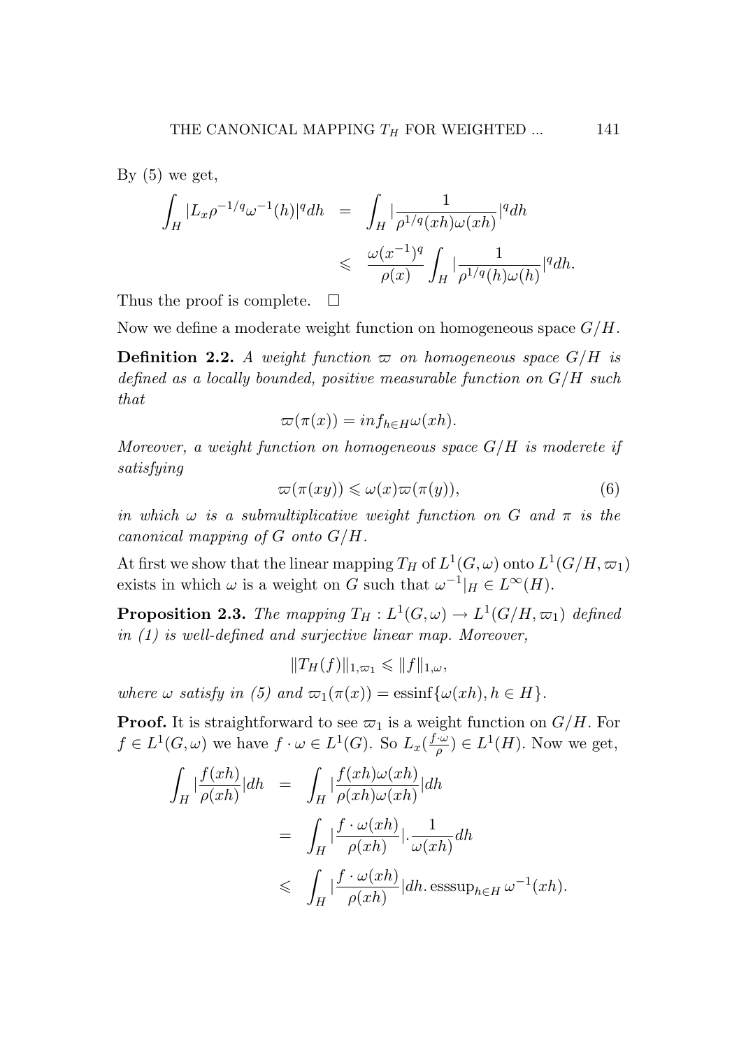By (5) we get,

$$
\begin{aligned}
\int_H |L_x \rho^{-1/q} \omega^{-1}(h)|^q dh &= \int_H |\frac{1}{\rho^{1/q}(xh)\omega(xh)}|^q dh \\
&\leqslant \frac{\omega(x^{-1})^q}{\rho(x)} \int_H |\frac{1}{\rho^{1/q}(h)\omega(h)}|^q dh.
\end{aligned}
$$

Thus the proof is complete. $\square$

Now we define a moderate weight function on homogeneous space $G/H$.

**Definition 2.2.** *A weight function $\varpi$ on homogeneous space $G/H$ is defined as a locally bounded, positive measurable function on $G/H$ such that*

$$
\varpi(\pi(x)) = inf_{h\in H}\omega(xh).
$$

*Moreover, a weight function on homogeneous space $G/H$ is moderete if satisfying*

$$
\varpi(\pi(xy)) \leqslant \omega(x)\varpi(\pi(y)), \tag{6}
$$

*in which $\omega$ is a submultiplicative weight function on $G$ and $\pi$ is the canonical mapping of $G$ onto $G/H$.*

At first we show that the linear mapping $T_H$ of $L^1(G,\omega)$ onto $L^1(G/H,\varpi_1)$ exists in which $\omega$ is a weight on $G$ such that $\omega^{-1}|_H \in L^\infty(H)$.

**Proposition 2.3.** *The mapping $T_H : L^1(G,\omega) \to L^1(G/H,\varpi_1)$ defined in (1) is well-defined and surjective linear map. Moreover,*

$$
\|T_H(f)\|_{1,\varpi_1} \leqslant \|f\|_{1,\omega},
$$

*where $\omega$ satisfy in (5) and $\varpi_1(\pi(x)) = \operatorname{essinf}\{\omega(xh), h \in H\}$.*

**Proof.** It is straightforward to see $\varpi_1$ is a weight function on $G/H$. For $f \in L^1(G,\omega)$ we have $f \cdot \omega \in L^1(G)$. So $L_x(\frac{f\cdot\omega}{\rho}) \in L^1(H)$. Now we get,

$$
\begin{aligned}
\int_H |\frac{f(xh)}{\rho(xh)}| dh &= \int_H |\frac{f(xh)\omega(xh)}{\rho(xh)\omega(xh)}| dh \\
&= \int_H |\frac{f\cdot\omega(xh)}{\rho(xh)}| . \frac{1}{\omega(xh)} dh \\
&\leqslant \int_H |\frac{f\cdot\omega(xh)}{\rho(xh)}| dh. \operatorname{esssup}_{h\in H} \omega^{-1}(xh).
\end{aligned}
$$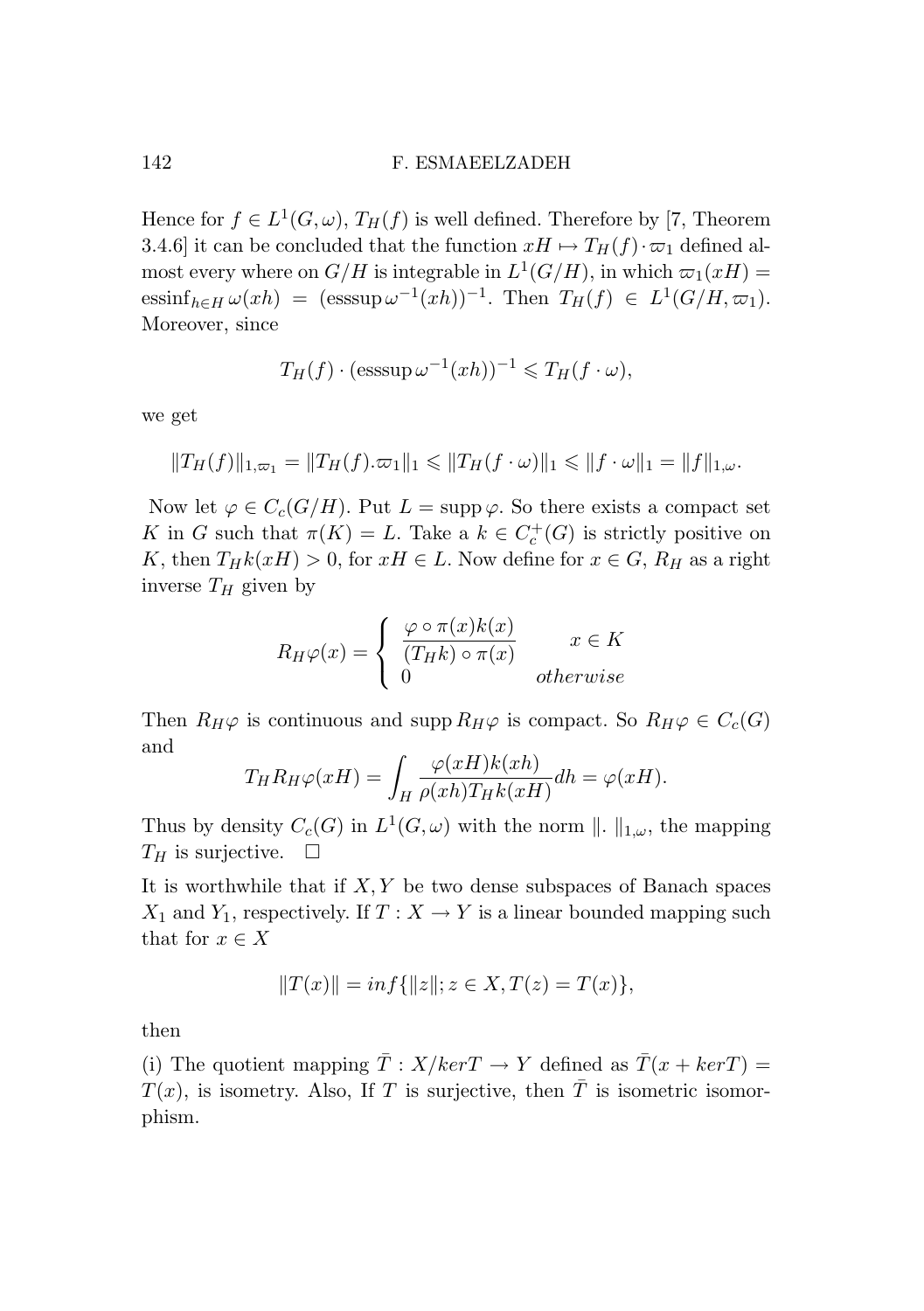Hence for $f \in L^1(G, \omega)$, $T_H(f)$ is well defined. Therefore by [7, Theorem 3.4.6] it can be concluded that the function $xH \mapsto T_H(f) \cdot \varpi_1$ defined almost every where on $G/H$ is integrable in $L^1(G/H)$, in which $\varpi_1(xH) = \text{essinf}_{h \in H}\, \omega(xh) = (\text{esssup}\, \omega^{-1}(xh))^{-1}$. Then $T_H(f) \in L^1(G/H, \varpi_1)$. Moreover, since

$$T_H(f) \cdot (\text{esssup}\, \omega^{-1}(xh))^{-1} \leqslant T_H(f \cdot \omega),$$

we get

$$\|T_H(f)\|_{1,\varpi_1} = \|T_H(f).\varpi_1\|_1 \leqslant \|T_H(f \cdot \omega)\|_1 \leqslant \|f \cdot \omega\|_1 = \|f\|_{1,\omega}.$$

Now let $\varphi \in C_c(G/H)$. Put $L = \operatorname{supp} \varphi$. So there exists a compact set $K$ in $G$ such that $\pi(K) = L$. Take a $k \in C_c^+(G)$ is strictly positive on $K$, then $T_H k(xH) > 0$, for $xH \in L$. Now define for $x \in G$, $R_H$ as a right inverse $T_H$ given by

$$R_H\varphi(x) = \begin{cases} \dfrac{\varphi \circ \pi(x) k(x)}{(T_H k) \circ \pi(x)} & x \in K \\ 0 & otherwise \end{cases}$$

Then $R_H\varphi$ is continuous and $\operatorname{supp} R_H\varphi$ is compact. So $R_H\varphi \in C_c(G)$ and

$$T_H R_H \varphi(xH) = \int_H \frac{\varphi(xH)k(xh)}{\rho(xh) T_H k(xH)} dh = \varphi(xH).$$

Thus by density $C_c(G)$ in $L^1(G, \omega)$ with the norm $\|.\|_{1,\omega}$, the mapping $T_H$ is surjective. $\square$

It is worthwhile that if $X, Y$ be two dense subspaces of Banach spaces $X_1$ and $Y_1$, respectively. If $T : X \to Y$ is a linear bounded mapping such that for $x \in X$

$$\|T(x)\| = inf\{\|z\|; z \in X, T(z) = T(x)\},$$

then

(i) The quotient mapping $\bar{T} : X/kerT \to Y$ defined as $\bar{T}(x + kerT) = T(x)$, is isometry. Also, If $T$ is surjective, then $\bar{T}$ is isometric isomorphism.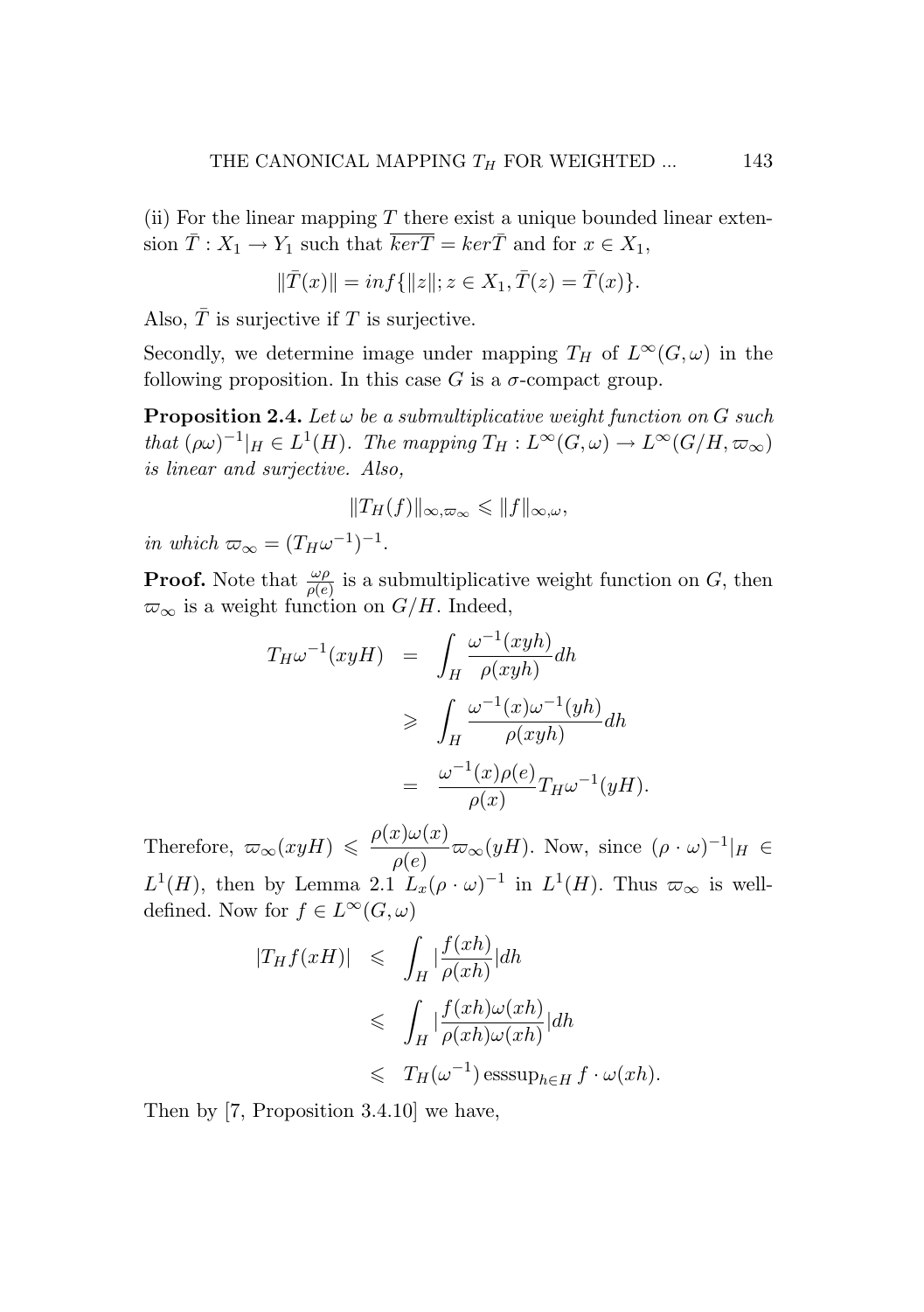(ii) For the linear mapping $T$ there exist a unique bounded linear extension $\bar{T} : X_1 \to Y_1$ such that $\overline{kerT} = ker\bar{T}$ and for $x \in X_1$,

$$\|\bar{T}(x)\| = inf\{\|z\|; z \in X_1, \bar{T}(z) = \bar{T}(x)\}.$$

Also, $\bar{T}$ is surjective if $T$ is surjective.

Secondly, we determine image under mapping $T_H$ of $L^\infty(G, \omega)$ in the following proposition. In this case $G$ is a $\sigma$-compact group.

**Proposition 2.4.** *Let $\omega$ be a submultiplicative weight function on $G$ such that $(\rho\omega)^{-1}|_H \in L^1(H)$. The mapping $T_H : L^\infty(G, \omega) \to L^\infty(G/H, \varpi_\infty)$ is linear and surjective. Also,*

$$\|T_H(f)\|_{\infty, \varpi_\infty} \leqslant \|f\|_{\infty, \omega},$$

*in which $\varpi_\infty = (T_H\omega^{-1})^{-1}$.*

**Proof.** Note that $\frac{\omega\rho}{\rho(e)}$ is a submultiplicative weight function on $G$, then $\varpi_\infty$ is a weight function on $G/H$. Indeed,

$$\begin{aligned}
T_H\omega^{-1}(xyH) &= \int_H \frac{\omega^{-1}(xyh)}{\rho(xyh)} dh \\
&\geqslant \int_H \frac{\omega^{-1}(x)\omega^{-1}(yh)}{\rho(xyh)} dh \\
&= \frac{\omega^{-1}(x)\rho(e)}{\rho(x)} T_H\omega^{-1}(yH).
\end{aligned}$$

Therefore, $\varpi_\infty(xyH) \leqslant \dfrac{\rho(x)\omega(x)}{\rho(e)} \varpi_\infty(yH)$. Now, since $(\rho \cdot \omega)^{-1}|_H \in L^1(H)$, then by Lemma 2.1 $L_x(\rho \cdot \omega)^{-1}$ in $L^1(H)$. Thus $\varpi_\infty$ is well-defined. Now for $f \in L^\infty(G, \omega)$

$$\begin{aligned}
|T_H f(xH)| &\leqslant \int_H |\frac{f(xh)}{\rho(xh)}| dh \\
&\leqslant \int_H |\frac{f(xh)\omega(xh)}{\rho(xh)\omega(xh)}| dh \\
&\leqslant T_H(\omega^{-1}) \operatorname{esssup}_{h \in H} f \cdot \omega(xh).
\end{aligned}$$

Then by [7, Proposition 3.4.10] we have,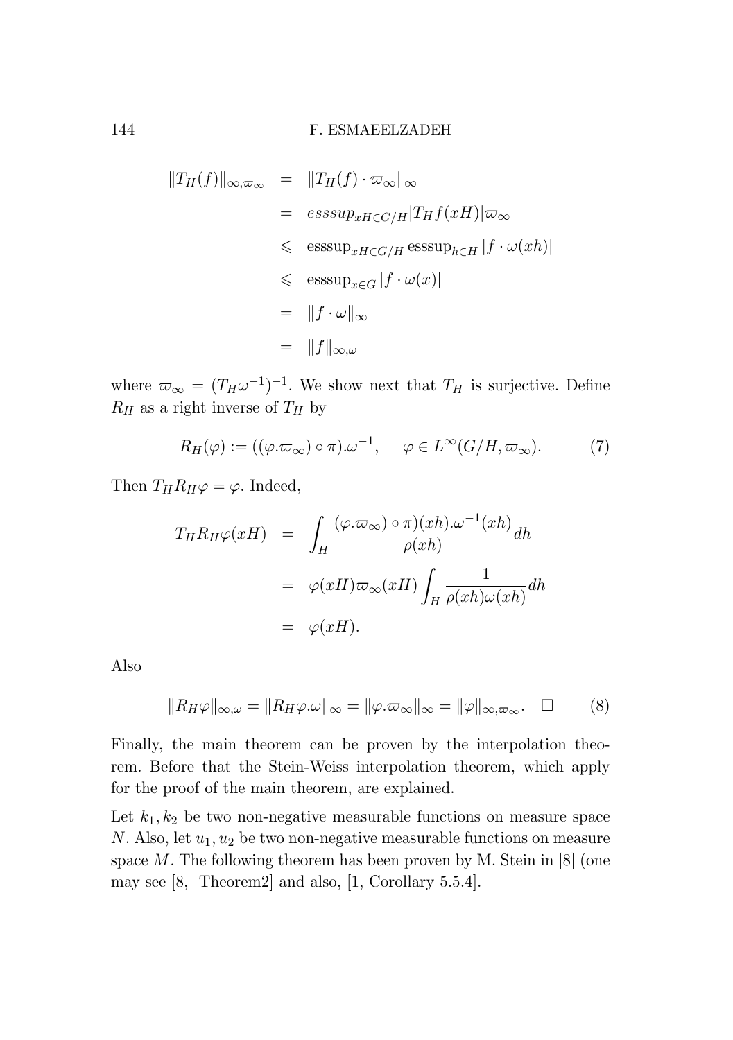$$
\begin{aligned}
\|T_H(f)\|_{\infty,\varpi_\infty} &= \|T_H(f)\cdot\varpi_\infty\|_\infty \\
&= esssup_{xH\in G/H}|T_H f(xH)|\varpi_\infty \\
&\leqslant \operatorname{esssup}_{xH\in G/H}\operatorname{esssup}_{h\in H}|f\cdot\omega(xh)| \\
&\leqslant \operatorname{esssup}_{x\in G}|f\cdot\omega(x)| \\
&= \|f\cdot\omega\|_\infty \\
&= \|f\|_{\infty,\omega}
\end{aligned}
$$

where $\varpi_\infty = (T_H\omega^{-1})^{-1}$. We show next that $T_H$ is surjective. Define $R_H$ as a right inverse of $T_H$ by

$$
R_H(\varphi) := ((\varphi.\varpi_\infty)\circ\pi).\omega^{-1}, \qquad \varphi\in L^\infty(G/H,\varpi_\infty). \tag{7}
$$

Then $T_H R_H\varphi = \varphi$. Indeed,

$$
\begin{aligned}
T_H R_H\varphi(xH) &= \int_H \frac{(\varphi.\varpi_\infty)\circ\pi)(xh).\omega^{-1}(xh)}{\rho(xh)}dh \\
&= \varphi(xH)\varpi_\infty(xH)\int_H \frac{1}{\rho(xh)\omega(xh)}dh \\
&= \varphi(xH).
\end{aligned}
$$

Also

$$
\|R_H\varphi\|_{\infty,\omega} = \|R_H\varphi.\omega\|_\infty = \|\varphi.\varpi_\infty\|_\infty = \|\varphi\|_{\infty,\varpi_\infty}. \quad \square \tag{8}
$$

Finally, the main theorem can be proven by the interpolation theorem. Before that the Stein-Weiss interpolation theorem, which apply for the proof of the main theorem, are explained.

Let $k_1, k_2$ be two non-negative measurable functions on measure space $N$. Also, let $u_1, u_2$ be two non-negative measurable functions on measure space $M$. The following theorem has been proven by M. Stein in [8] (one may see [8, Theorem2] and also, [1, Corollary 5.5.4].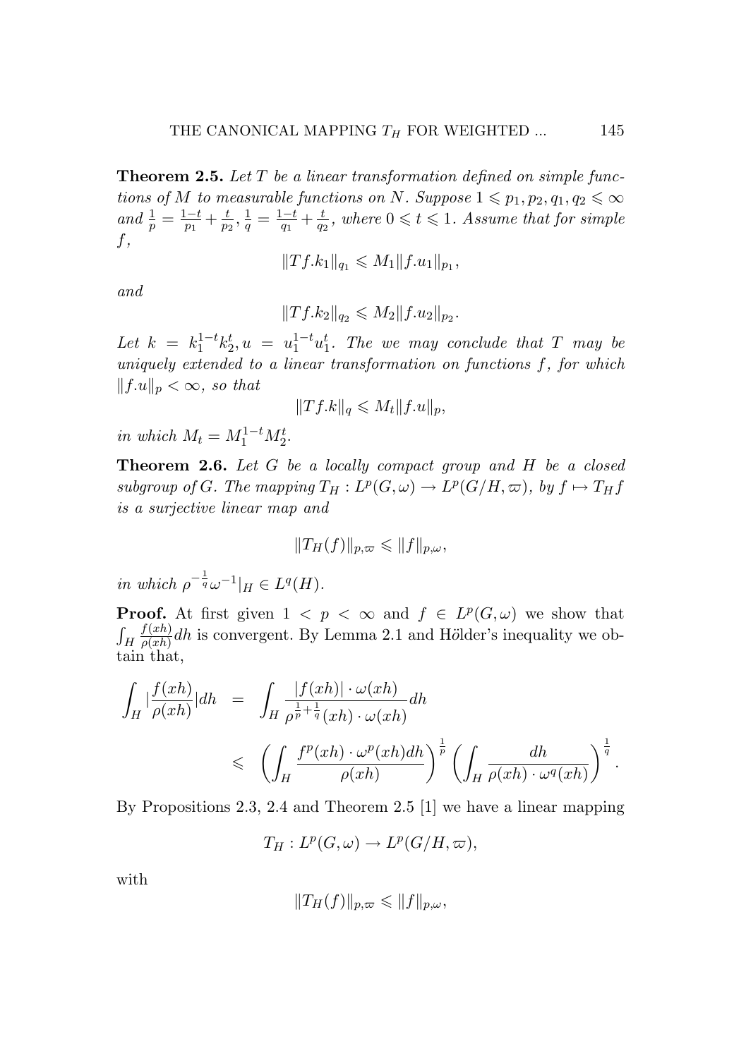**Theorem 2.5.** *Let $T$ be a linear transformation defined on simple functions of $M$ to measurable functions on $N$. Suppose $1 \leqslant p_1, p_2, q_1, q_2 \leqslant \infty$ and $\frac{1}{p} = \frac{1-t}{p_1} + \frac{t}{p_2}$, $\frac{1}{q} = \frac{1-t}{q_1} + \frac{t}{q_2}$, where $0 \leqslant t \leqslant 1$. Assume that for simple $f$,*

$$\|Tf.k_1\|_{q_1} \leqslant M_1 \|f.u_1\|_{p_1},$$

*and*

$$\|Tf.k_2\|_{q_2} \leqslant M_2 \|f.u_2\|_{p_2}.$$

*Let $k = k_1^{1-t} k_2^t, u = u_1^{1-t} u_1^t$. The we may conclude that $T$ may be uniquely extended to a linear transformation on functions $f$, for which $\|f.u\|_p < \infty$, so that*

$$\|Tf.k\|_q \leqslant M_t \|f.u\|_p,$$

*in which $M_t = M_1^{1-t} M_2^t$.*

**Theorem 2.6.** *Let $G$ be a locally compact group and $H$ be a closed subgroup of $G$. The mapping $T_H : L^p(G, \omega) \to L^p(G/H, \varpi)$, by $f \mapsto T_H f$ is a surjective linear map and*

$$\|T_H(f)\|_{p,\varpi} \leqslant \|f\|_{p,\omega},$$

*in which $\rho^{-\frac{1}{q}} \omega^{-1}|_H \in L^q(H)$.*

**Proof.** At first given $1 < p < \infty$ and $f \in L^p(G, \omega)$ we show that $\int_H \frac{f(xh)}{\rho(xh)} dh$ is convergent. By Lemma 2.1 and Hölder's inequality we obtain that,

$$\begin{aligned}
\int_H |\frac{f(xh)}{\rho(xh)}| dh &= \int_H \frac{|f(xh)| \cdot \omega(xh)}{\rho^{\frac{1}{p}+\frac{1}{q}}(xh) \cdot \omega(xh)} dh \\
&\leqslant \left( \int_H \frac{f^p(xh) \cdot \omega^p(xh) dh}{\rho(xh)} \right)^{\frac{1}{p}} \left( \int_H \frac{dh}{\rho(xh) \cdot \omega^q(xh)} \right)^{\frac{1}{q}}.
\end{aligned}$$

By Propositions 2.3, 2.4 and Theorem 2.5 [1] we have a linear mapping

$$T_H : L^p(G, \omega) \to L^p(G/H, \varpi),$$

with

$$\|T_H(f)\|_{p,\varpi} \leqslant \|f\|_{p,\omega},$$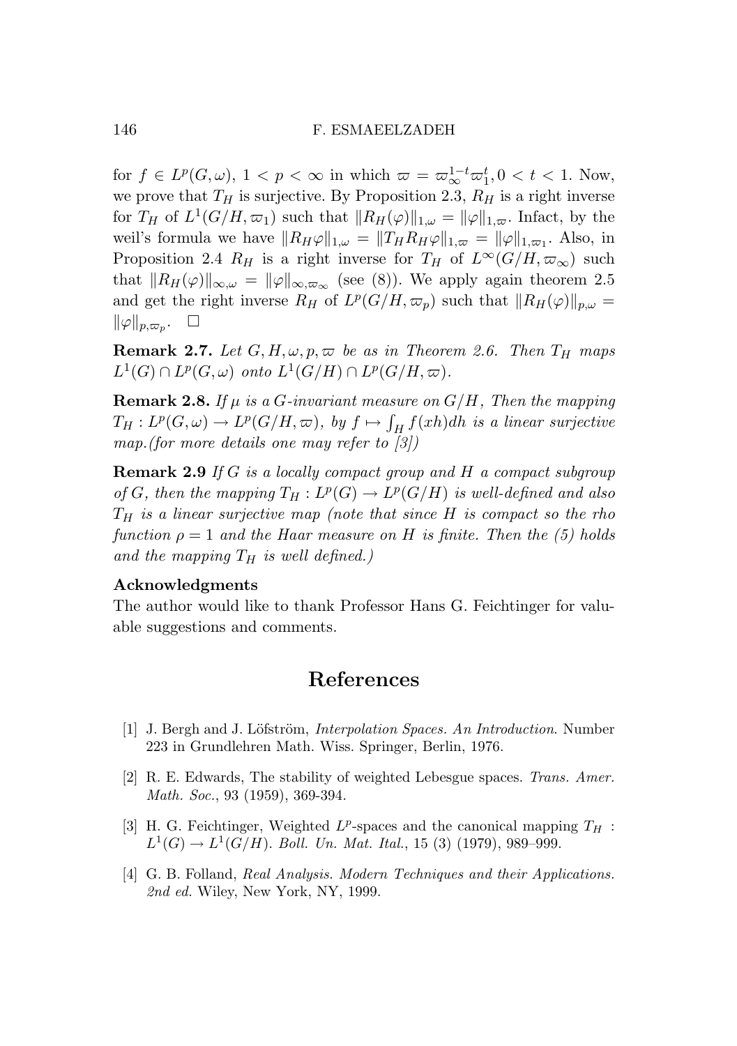for $f \in L^p(G, \omega)$, $1 < p < \infty$ in which $\varpi = \varpi_\infty^{1-t}\varpi_1^t, 0 < t < 1$. Now, we prove that $T_H$ is surjective. By Proposition 2.3, $R_H$ is a right inverse for $T_H$ of $L^1(G/H, \varpi_1)$ such that $\|R_H(\varphi)\|_{1,\omega} = \|\varphi\|_{1,\varpi}$. Infact, by the weil's formula we have $\|R_H\varphi\|_{1,\omega} = \|T_H R_H \varphi\|_{1,\varpi} = \|\varphi\|_{1,\varpi_1}$. Also, in Proposition 2.4 $R_H$ is a right inverse for $T_H$ of $L^\infty(G/H, \varpi_\infty)$ such that $\|R_H(\varphi)\|_{\infty,\omega} = \|\varphi\|_{\infty,\varpi_\infty}$ (see (8)). We apply again theorem 2.5 and get the right inverse $R_H$ of $L^p(G/H, \varpi_p)$ such that $\|R_H(\varphi)\|_{p,\omega} = \|\varphi\|_{p,\varpi_p}$. $\square$

**Remark 2.7.** *Let $G, H, \omega, p, \varpi$ be as in Theorem 2.6. Then $T_H$ maps $L^1(G) \cap L^p(G, \omega)$ onto $L^1(G/H) \cap L^p(G/H, \varpi)$.*

**Remark 2.8.** *If $\mu$ is a $G$-invariant measure on $G/H$, Then the mapping $T_H : L^p(G, \omega) \to L^p(G/H, \varpi)$, by $f \mapsto \int_H f(xh)dh$ is a linear surjective map.(for more details one may refer to [3])*

**Remark 2.9** *If $G$ is a locally compact group and $H$ a compact subgroup of $G$, then the mapping $T_H : L^p(G) \to L^p(G/H)$ is well-defined and also $T_H$ is a linear surjective map (note that since $H$ is compact so the rho function $\rho = 1$ and the Haar measure on $H$ is finite. Then the (5) holds and the mapping $T_H$ is well defined.)*

**Acknowledgments**

The author would like to thank Professor Hans G. Feichtinger for valuable suggestions and comments.

# References

[1] J. Bergh and J. Löfström, *Interpolation Spaces. An Introduction*. Number 223 in Grundlehren Math. Wiss. Springer, Berlin, 1976.

[2] R. E. Edwards, The stability of weighted Lebesgue spaces. *Trans. Amer. Math. Soc.*, 93 (1959), 369-394.

[3] H. G. Feichtinger, Weighted $L^p$-spaces and the canonical mapping $T_H$ : $L^1(G) \to L^1(G/H)$. *Boll. Un. Mat. Ital.*, 15 (3) (1979), 989–999.

[4] G. B. Folland, *Real Analysis. Modern Techniques and their Applications. 2nd ed.* Wiley, New York, NY, 1999.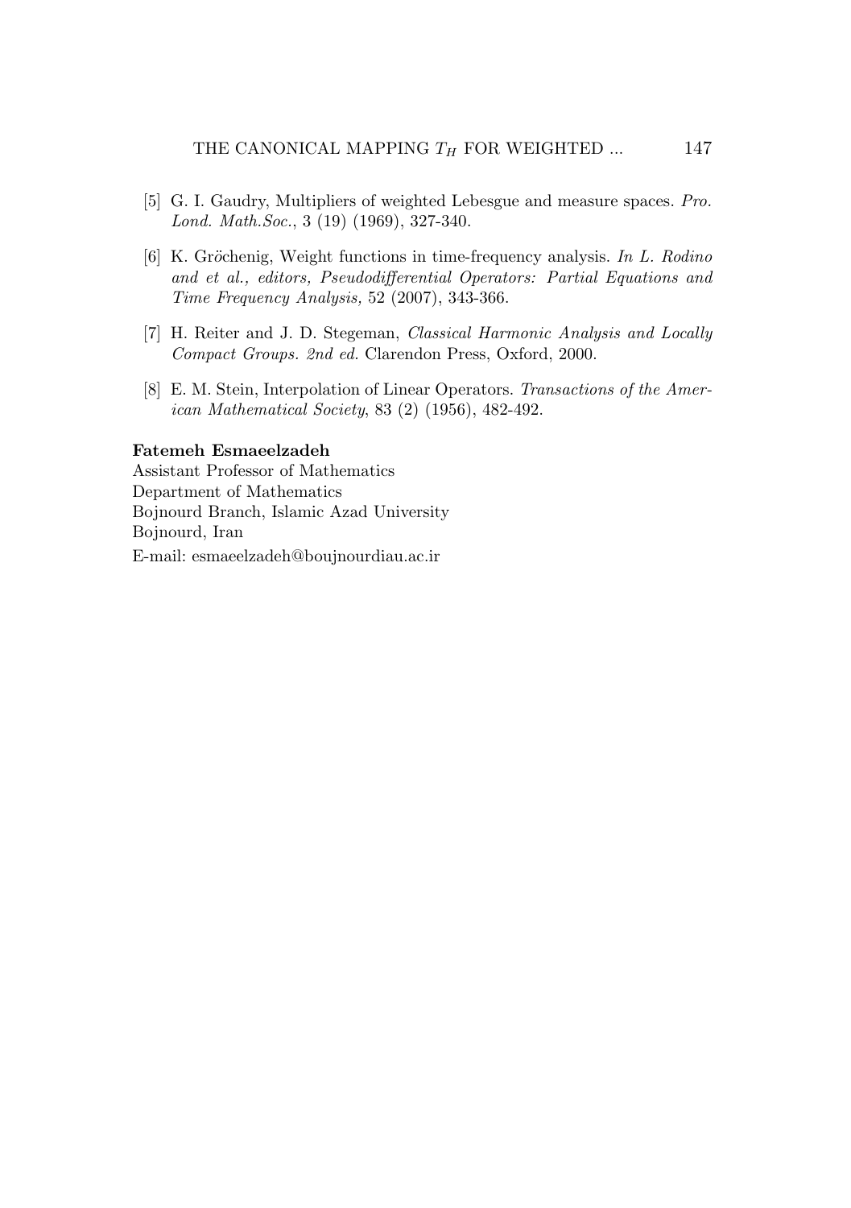[5] G. I. Gaudry, Multipliers of weighted Lebesgue and measure spaces. *Pro. Lond. Math.Soc.*, 3 (19) (1969), 327-340.

[6] K. Gröchenig, Weight functions in time-frequency analysis. *In L. Rodino and et al., editors, Pseudodifferential Operators: Partial Equations and Time Frequency Analysis,* 52 (2007), 343-366.

[7] H. Reiter and J. D. Stegeman, *Classical Harmonic Analysis and Locally Compact Groups. 2nd ed.* Clarendon Press, Oxford, 2000.

[8] E. M. Stein, Interpolation of Linear Operators. *Transactions of the American Mathematical Society*, 83 (2) (1956), 482-492.

**Fatemeh Esmaeelzadeh**
Assistant Professor of Mathematics
Department of Mathematics
Bojnourd Branch, Islamic Azad University
Bojnourd, Iran
E-mail: esmaeelzadeh@boujnourdiau.ac.ir